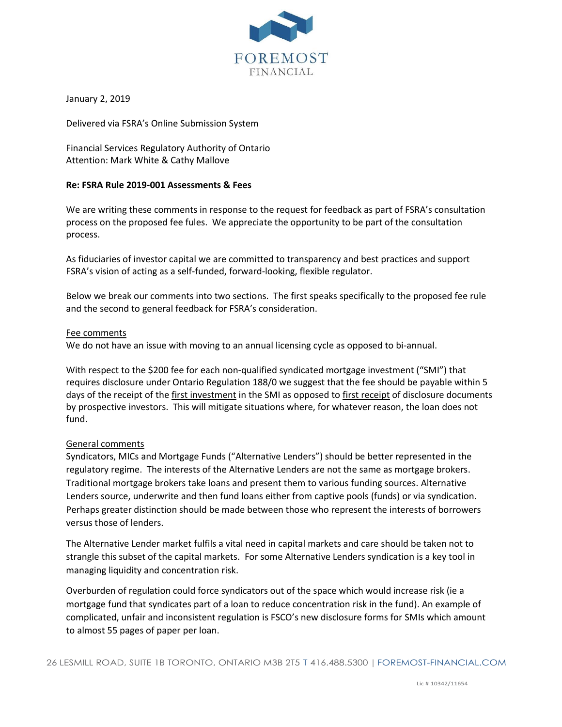FOREMOST
FINANCIAL

January 2, 2019

Delivered via FSRA's Online Submission System

Financial Services Regulatory Authority of Ontario
Attention: Mark White & Cathy Mallove

**Re: FSRA Rule 2019-001 Assessments & Fees**

We are writing these comments in response to the request for feedback as part of FSRA's consultation process on the proposed fee fules. We appreciate the opportunity to be part of the consultation process.

As fiduciaries of investor capital we are committed to transparency and best practices and support FSRA's vision of acting as a self-funded, forward-looking, flexible regulator.

Below we break our comments into two sections. The first speaks specifically to the proposed fee rule and the second to general feedback for FSRA's consideration.

<u>Fee comments</u>

We do not have an issue with moving to an annual licensing cycle as opposed to bi-annual.

With respect to the $200 fee for each non-qualified syndicated mortgage investment ("SMI") that requires disclosure under Ontario Regulation 188/0 we suggest that the fee should be payable within 5 days of the receipt of the <u>first investment</u> in the SMI as opposed to <u>first receipt</u> of disclosure documents by prospective investors. This will mitigate situations where, for whatever reason, the loan does not fund.

<u>General comments</u>

Syndicators, MICs and Mortgage Funds ("Alternative Lenders") should be better represented in the regulatory regime. The interests of the Alternative Lenders are not the same as mortgage brokers. Traditional mortgage brokers take loans and present them to various funding sources. Alternative Lenders source, underwrite and then fund loans either from captive pools (funds) or via syndication. Perhaps greater distinction should be made between those who represent the interests of borrowers versus those of lenders.

The Alternative Lender market fulfils a vital need in capital markets and care should be taken not to strangle this subset of the capital markets. For some Alternative Lenders syndication is a key tool in managing liquidity and concentration risk.

Overburden of regulation could force syndicators out of the space which would increase risk (ie a mortgage fund that syndicates part of a loan to reduce concentration risk in the fund). An example of complicated, unfair and inconsistent regulation is FSCO's new disclosure forms for SMIs which amount to almost 55 pages of paper per loan.

26 LESMILL ROAD, SUITE 1B TORONTO, ONTARIO M3B 2T5 T 416.488.5300 | FOREMOST-FINANCIAL.COM

Lic # 10342/11654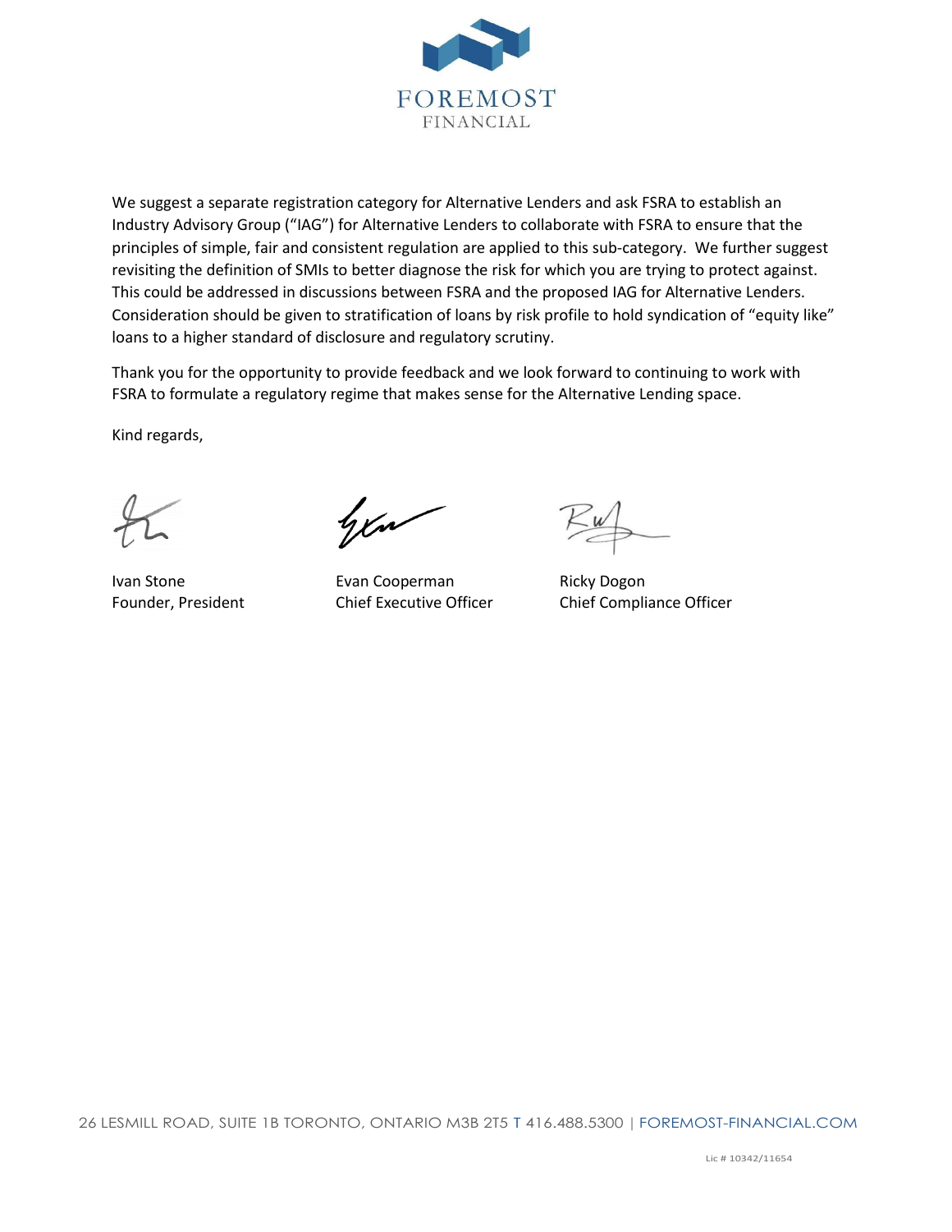FOREMOST
FINANCIAL

We suggest a separate registration category for Alternative Lenders and ask FSRA to establish an Industry Advisory Group ("IAG") for Alternative Lenders to collaborate with FSRA to ensure that the principles of simple, fair and consistent regulation are applied to this sub-category. We further suggest revisiting the definition of SMIs to better diagnose the risk for which you are trying to protect against. This could be addressed in discussions between FSRA and the proposed IAG for Alternative Lenders. Consideration should be given to stratification of loans by risk profile to hold syndication of "equity like" loans to a higher standard of disclosure and regulatory scrutiny.

Thank you for the opportunity to provide feedback and we look forward to continuing to work with FSRA to formulate a regulatory regime that makes sense for the Alternative Lending space.

Kind regards,

| | | |
|---|---|---|
| Ivan Stone | Evan Cooperman | Ricky Dogon |
| Founder, President | Chief Executive Officer | Chief Compliance Officer |

26 LESMILL ROAD, SUITE 1B TORONTO, ONTARIO M3B 2T5 T 416.488.5300 | FOREMOST-FINANCIAL.COM

Lic # 10342/11654